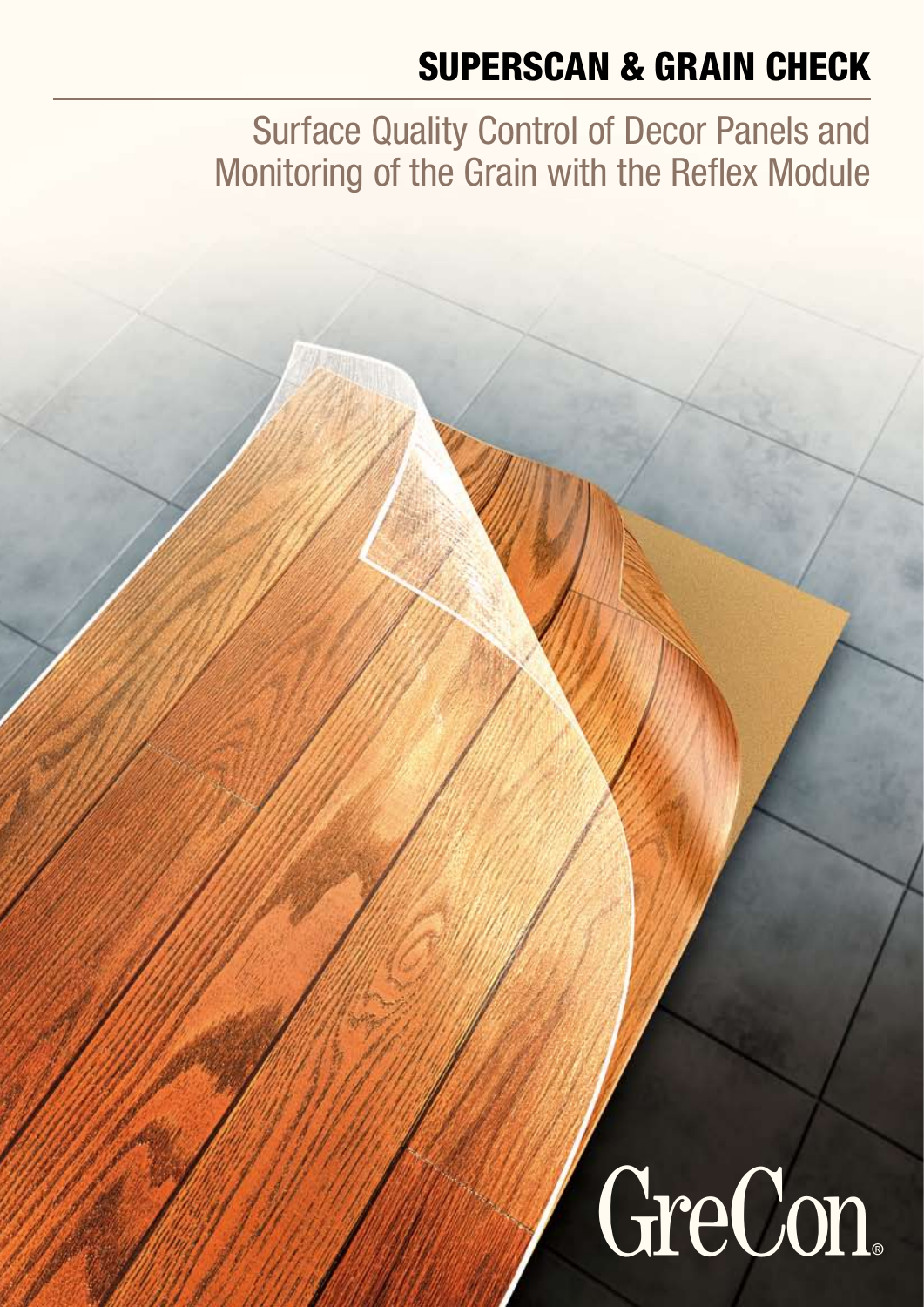# SUPERSCAN & GRAIN CHECK

## Surface Quality Control of Decor Panels and Monitoring of the Grain with the Reflex Module

GreCon®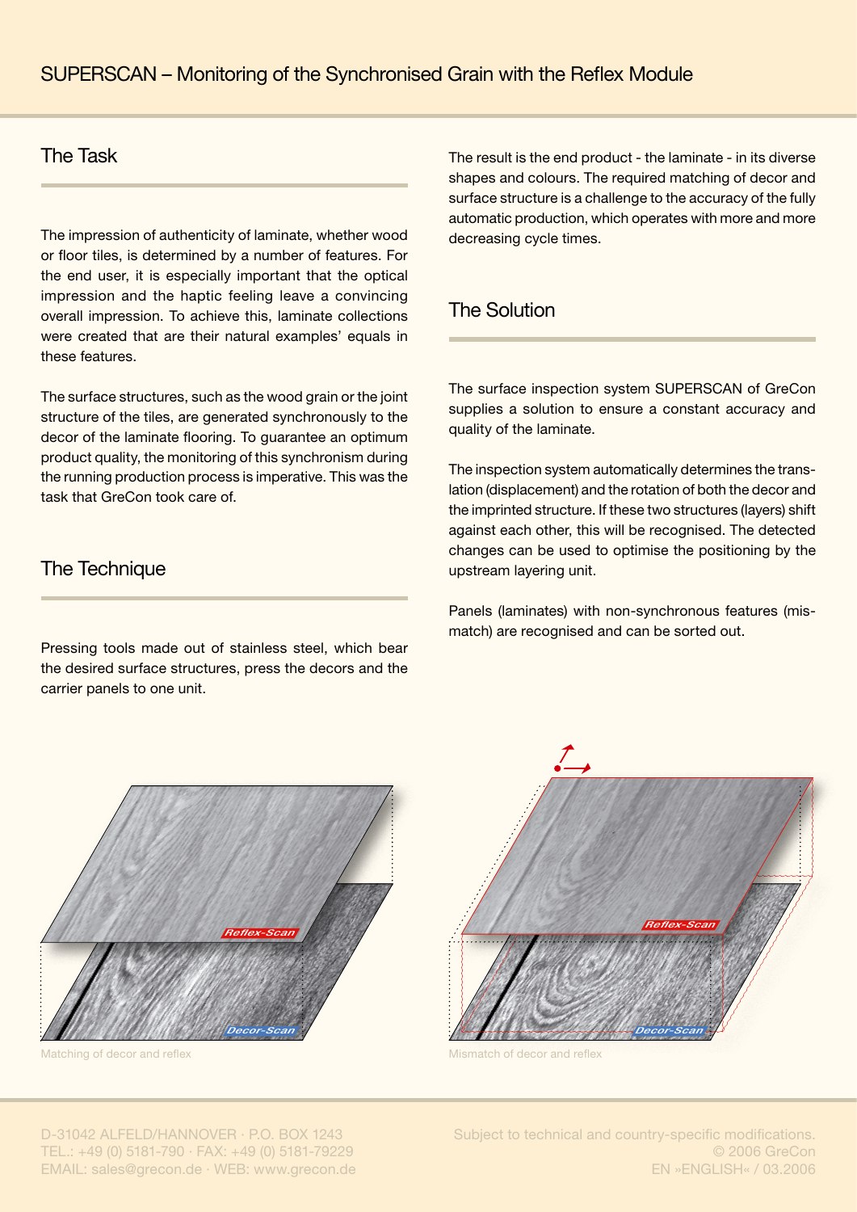# SUPERSCAN – Monitoring of the Synchronised Grain with the Reflex Module

## The Task

The impression of authenticity of laminate, whether wood or floor tiles, is determined by a number of features. For the end user, it is especially important that the optical impression and the haptic feeling leave a convincing overall impression. To achieve this, laminate collections were created that are their natural examples' equals in these features.

The surface structures, such as the wood grain or the joint structure of the tiles, are generated synchronously to the decor of the laminate flooring. To guarantee an optimum product quality, the monitoring of this synchronism during the running production process is imperative. This was the task that GreCon took care of.

## The Technique

Pressing tools made out of stainless steel, which bear the desired surface structures, press the decors and the carrier panels to one unit.

The result is the end product - the laminate - in its diverse shapes and colours. The required matching of decor and surface structure is a challenge to the accuracy of the fully automatic production, which operates with more and more decreasing cycle times.

## The Solution

The surface inspection system SUPERSCAN of GreCon supplies a solution to ensure a constant accuracy and quality of the laminate.

The inspection system automatically determines the translation (displacement) and the rotation of both the decor and the imprinted structure. If these two structures (layers) shift against each other, this will be recognised. The detected changes can be used to optimise the positioning by the upstream layering unit.

Panels (laminates) with non-synchronous features (mismatch) are recognised and can be sorted out.

Reflex-Scan

Decor-Scan

Matching of decor and reflex

Reflex-Scan

Decor-Scan

Mismatch of decor and reflex

D-31042 ALFELD/HANNOVER · P.O. BOX 1243
TEL.: +49 (0) 5181-790 · FAX: +49 (0) 5181-79229
EMAIL: sales@grecon.de · WEB: www.grecon.de

Subject to technical and country-specific modifications.
© 2006 GreCon
EN »ENGLISH« / 03.2006